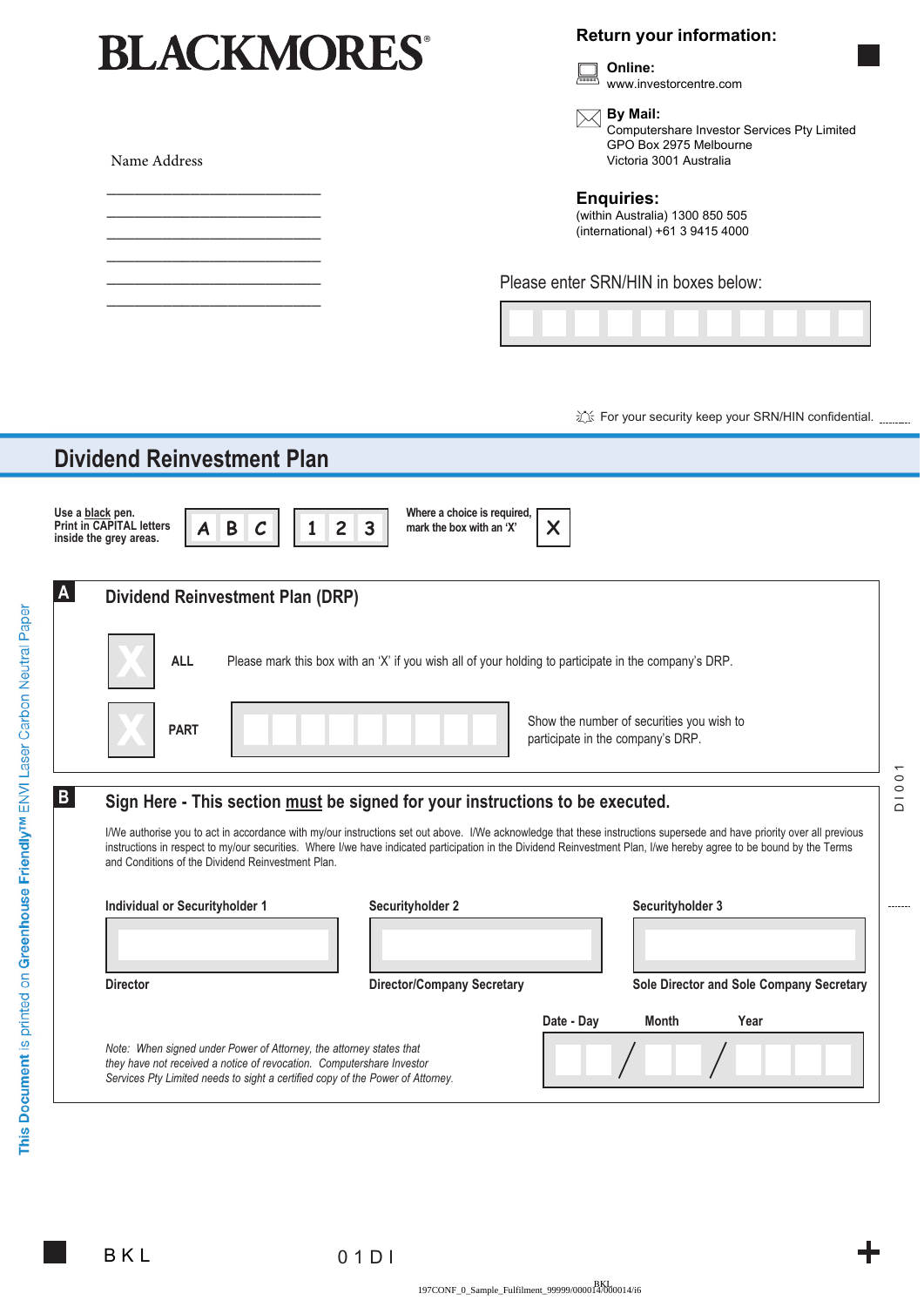# BLACKMORES®

Name Address

______________________________

______________________________

______________________________

______________________________

______________________________

______________________________

**Return your information:**

**Online:**
www.investorcentre.com

**By Mail:**
Computershare Investor Services Pty Limited
GPO Box 2975 Melbourne
Victoria 3001 Australia

**Enquiries:**
(within Australia) 1300 850 505
(international) +61 3 9415 4000

Please enter SRN/HIN in boxes below:

For your security keep your SRN/HIN confidential.

## Dividend Reinvestment Plan

**Use a black pen. Print in CAPITAL letters inside the grey areas.** A B C 1 2 3

**Where a choice is required, mark the box with an 'X'** X

### A Dividend Reinvestment Plan (DRP)

**ALL** Please mark this box with an 'X' if you wish all of your holding to participate in the company's DRP.

**PART** Show the number of securities you wish to participate in the company's DRP.

### B Sign Here - This section must be signed for your instructions to be executed.

I/We authorise you to act in accordance with my/our instructions set out above. I/We acknowledge that these instructions supersede and have priority over all previous instructions in respect to my/our securities. Where I/we have indicated participation in the Dividend Reinvestment Plan, I/we hereby agree to be bound by the Terms and Conditions of the Dividend Reinvestment Plan.

| Individual or Securityholder 1 | Securityholder 2 | Securityholder 3 |
|---|---|---|
| | | |
| Director | Director/Company Secretary | Sole Director and Sole Company Secretary |

Date - Day / Month / Year

*Note: When signed under Power of Attorney, the attorney states that they have not received a notice of revocation. Computershare Investor Services Pty Limited needs to sight a certified copy of the Power of Attorney.*

D I 0 0 1

This Document is printed on Greenhouse Friendly™ ENVI Laser Carbon Neutral Paper

B K L 0 1 D I

197CONF_0_Sample_Fulfilment_99999/000014/000014/i6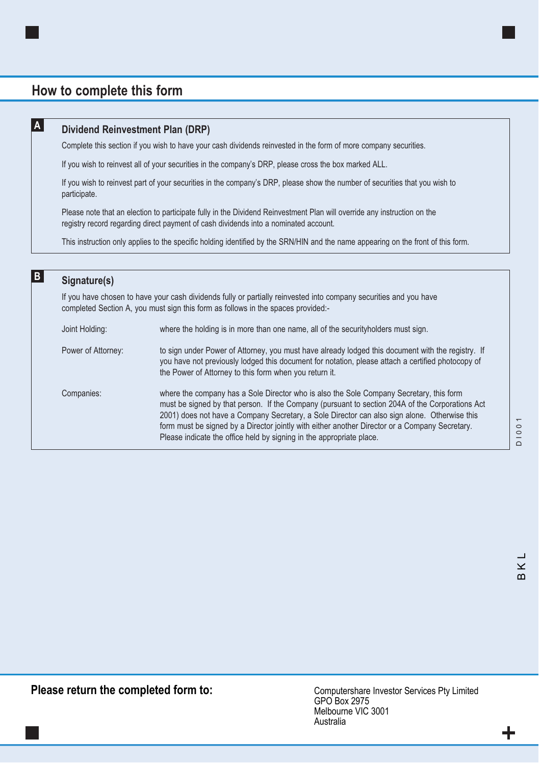## How to complete this form

### A Dividend Reinvestment Plan (DRP)

Complete this section if you wish to have your cash dividends reinvested in the form of more company securities.

If you wish to reinvest all of your securities in the company's DRP, please cross the box marked ALL.

If you wish to reinvest part of your securities in the company's DRP, please show the number of securities that you wish to participate.

Please note that an election to participate fully in the Dividend Reinvestment Plan will override any instruction on the registry record regarding direct payment of cash dividends into a nominated account.

This instruction only applies to the specific holding identified by the SRN/HIN and the name appearing on the front of this form.

### B Signature(s)

If you have chosen to have your cash dividends fully or partially reinvested into company securities and you have completed Section A, you must sign this form as follows in the spaces provided:-

| | |
|---|---|
| Joint Holding: | where the holding is in more than one name, all of the securityholders must sign. |
| Power of Attorney: | to sign under Power of Attorney, you must have already lodged this document with the registry. If you have not previously lodged this document for notation, please attach a certified photocopy of the Power of Attorney to this form when you return it. |
| Companies: | where the company has a Sole Director who is also the Sole Company Secretary, this form must be signed by that person. If the Company (pursuant to section 204A of the Corporations Act 2001) does not have a Company Secretary, a Sole Director can also sign alone. Otherwise this form must be signed by a Director jointly with either another Director or a Company Secretary. Please indicate the office held by signing in the appropriate place. |

DI001

BKL

**Please return the completed form to:**

Computershare Investor Services Pty Limited
GPO Box 2975
Melbourne VIC 3001
Australia